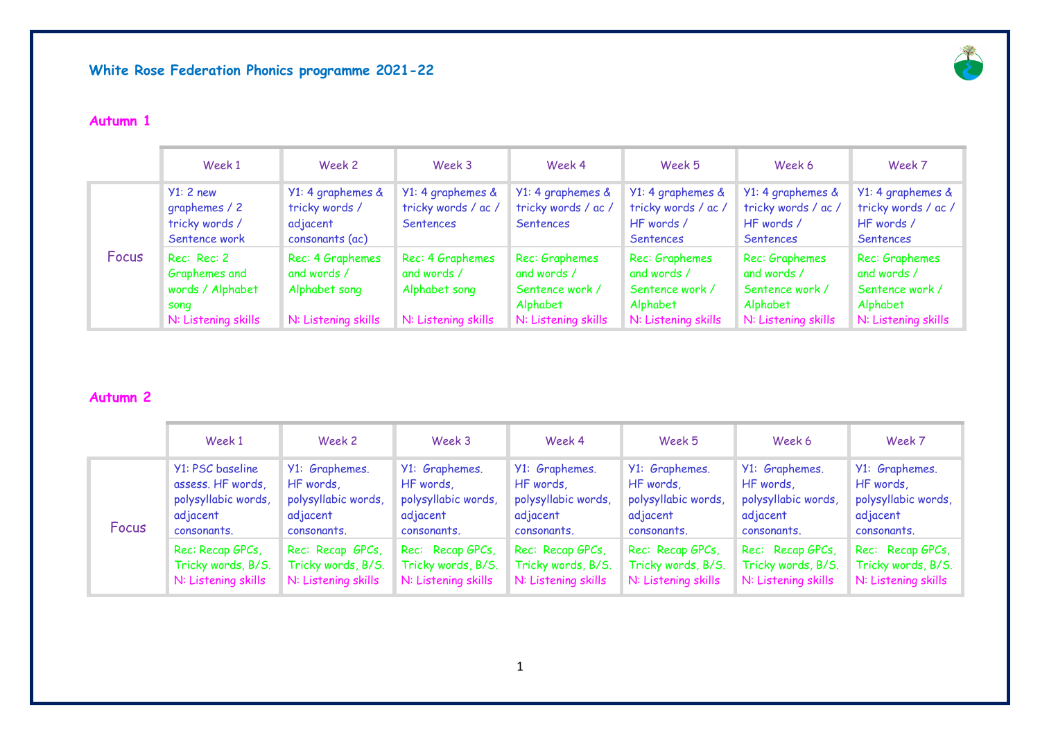# White Rose Federation Phonics programme 2021-22

## Autumn 1

| | Week 1 | Week 2 | Week 3 | Week 4 | Week 5 | Week 6 | Week 7 |
|---|---|---|---|---|---|---|---|
| Focus | Y1: 2 new graphemes / 2 tricky words / Sentence work | Y1: 4 graphemes & tricky words / adjacent consonants (ac) | Y1: 4 graphemes & tricky words / ac / Sentences | Y1: 4 graphemes & tricky words / ac / Sentences | Y1: 4 graphemes & tricky words / ac / HF words / Sentences | Y1: 4 graphemes & tricky words / ac / HF words / Sentences | Y1: 4 graphemes & tricky words / ac / HF words / Sentences |
| | Rec: Rec: 2 Graphemes and words / Alphabet song<br>N: Listening skills | Rec: 4 Graphemes and words / Alphabet song<br>N: Listening skills | Rec: 4 Graphemes and words / Alphabet song<br>N: Listening skills | Rec: Graphemes and words / Sentence work / Alphabet<br>N: Listening skills | Rec: Graphemes and words / Sentence work / Alphabet<br>N: Listening skills | Rec: Graphemes and words / Sentence work / Alphabet<br>N: Listening skills | Rec: Graphemes and words / Sentence work / Alphabet<br>N: Listening skills |

## Autumn 2

| | Week 1 | Week 2 | Week 3 | Week 4 | Week 5 | Week 6 | Week 7 |
|---|---|---|---|---|---|---|---|
| Focus | Y1: PSC baseline assess. HF words, polysyllabic words, adjacent consonants. | Y1: Graphemes. HF words, polysyllabic words, adjacent consonants. | Y1: Graphemes. HF words, polysyllabic words, adjacent consonants. | Y1: Graphemes. HF words, polysyllabic words, adjacent consonants. | Y1: Graphemes. HF words, polysyllabic words, adjacent consonants. | Y1: Graphemes. HF words, polysyllabic words, adjacent consonants. | Y1: Graphemes. HF words, polysyllabic words, adjacent consonants. |
| | Rec: Recap GPCs, Tricky words, B/S.<br>N: Listening skills | Rec: Recap GPCs, Tricky words, B/S.<br>N: Listening skills | Rec: Recap GPCs, Tricky words, B/S.<br>N: Listening skills | Rec: Recap GPCs, Tricky words, B/S.<br>N: Listening skills | Rec: Recap GPCs, Tricky words, B/S.<br>N: Listening skills | Rec: Recap GPCs, Tricky words, B/S.<br>N: Listening skills | Rec: Recap GPCs, Tricky words, B/S.<br>N: Listening skills |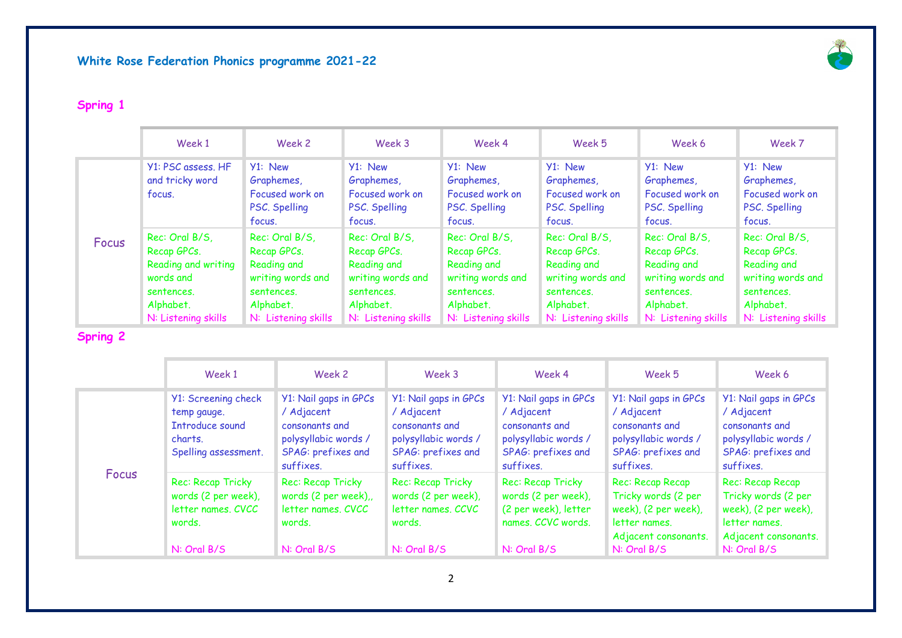## White Rose Federation Phonics programme 2021-22

### Spring 1

| | Week 1 | Week 2 | Week 3 | Week 4 | Week 5 | Week 6 | Week 7 |
|---|---|---|---|---|---|---|---|
| Focus | Y1: PSC assess. HF and tricky word focus. | Y1: New Graphemes, Focused work on PSC. Spelling focus. | Y1: New Graphemes, Focused work on PSC. Spelling focus. | Y1: New Graphemes, Focused work on PSC. Spelling focus. | Y1: New Graphemes, Focused work on PSC. Spelling focus. | Y1: New Graphemes, Focused work on PSC. Spelling focus. | Y1: New Graphemes, Focused work on PSC. Spelling focus. |
| | Rec: Oral B/S, Recap GPCs. Reading and writing words and sentences. Alphabet. N: Listening skills | Rec: Oral B/S, Recap GPCs. Reading and writing words and sentences. Alphabet. N: Listening skills | Rec: Oral B/S, Recap GPCs. Reading and writing words and sentences. Alphabet. N: Listening skills | Rec: Oral B/S, Recap GPCs. Reading and writing words and sentences. Alphabet. N: Listening skills | Rec: Oral B/S, Recap GPCs. Reading and writing words and sentences. Alphabet. N: Listening skills | Rec: Oral B/S, Recap GPCs. Reading and writing words and sentences. Alphabet. N: Listening skills | Rec: Oral B/S, Recap GPCs. Reading and writing words and sentences. Alphabet. N: Listening skills |

### Spring 2

| | Week 1 | Week 2 | Week 3 | Week 4 | Week 5 | Week 6 |
|---|---|---|---|---|---|---|
| Focus | Y1: Screening check temp gauge. Introduce sound charts. Spelling assessment. | Y1: Nail gaps in GPCs / Adjacent consonants and polysyllabic words / SPAG: prefixes and suffixes. | Y1: Nail gaps in GPCs / Adjacent consonants and polysyllabic words / SPAG: prefixes and suffixes. | Y1: Nail gaps in GPCs / Adjacent consonants and polysyllabic words / SPAG: prefixes and suffixes. | Y1: Nail gaps in GPCs / Adjacent consonants and polysyllabic words / SPAG: prefixes and suffixes. | Y1: Nail gaps in GPCs / Adjacent consonants and polysyllabic words / SPAG: prefixes and suffixes. |
| | Rec: Recap Tricky words (2 per week), letter names. CVCC words. N: Oral B/S | Rec: Recap Tricky words (2 per week),, letter names. CVCC words. N: Oral B/S | Rec: Recap Tricky words (2 per week), letter names. CCVC words. N: Oral B/S | Rec: Recap Tricky words (2 per week), letter names. CCVC words. N: Oral B/S | Rec: Recap Recap Tricky words (2 per week), (2 per week), letter names. Adjacent consonants. N: Oral B/S | Rec: Recap Recap Tricky words (2 per week), (2 per week), letter names. Adjacent consonants. N: Oral B/S |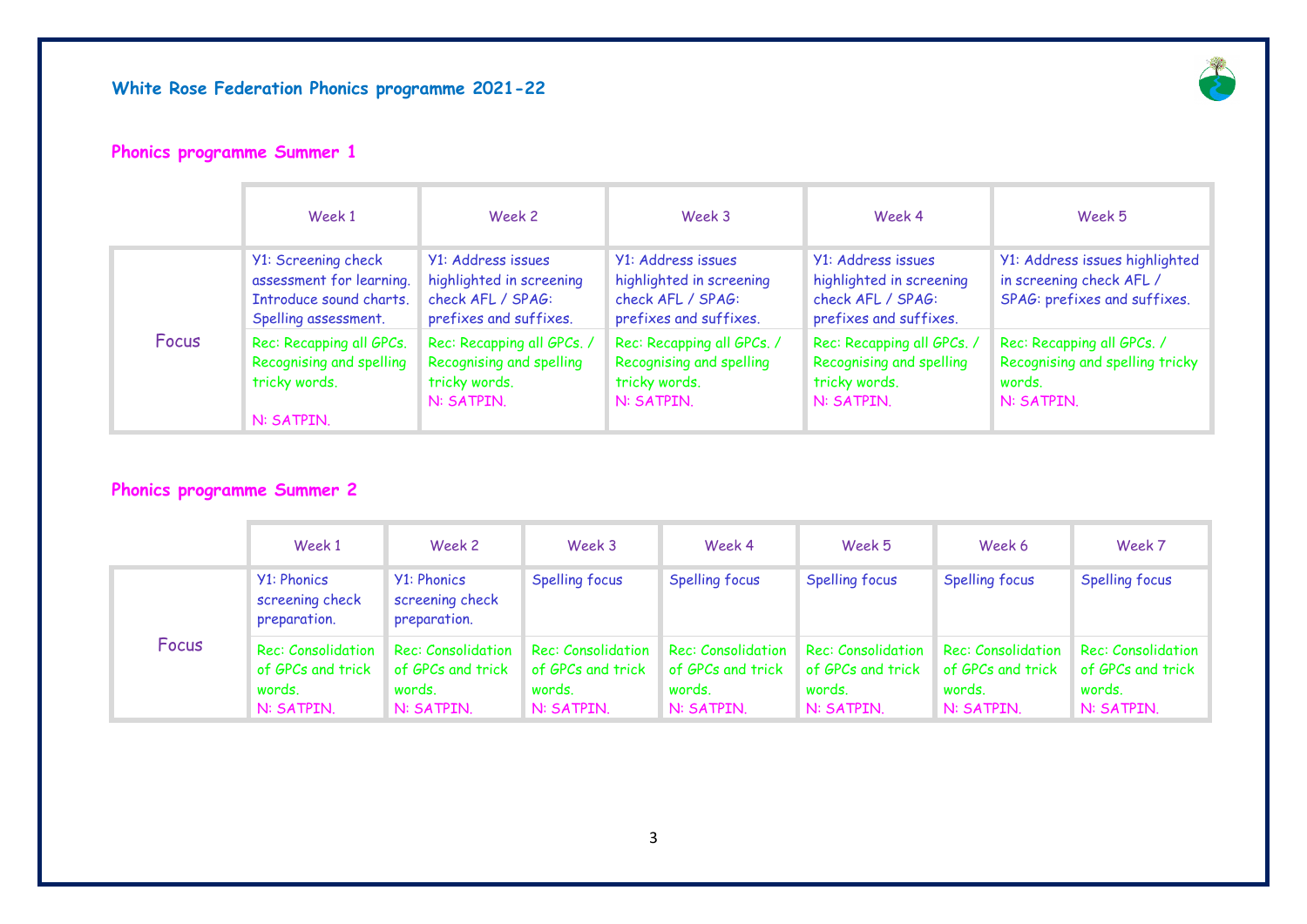## White Rose Federation Phonics programme 2021-22

### Phonics programme Summer 1

| | Week 1 | Week 2 | Week 3 | Week 4 | Week 5 |
|---|---|---|---|---|---|
| Focus | Y1: Screening check assessment for learning. Introduce sound charts. Spelling assessment. | Y1: Address issues highlighted in screening check AFL / SPAG: prefixes and suffixes. | Y1: Address issues highlighted in screening check AFL / SPAG: prefixes and suffixes. | Y1: Address issues highlighted in screening check AFL / SPAG: prefixes and suffixes. | Y1: Address issues highlighted in screening check AFL / SPAG: prefixes and suffixes. |
| | Rec: Recapping all GPCs. Recognising and spelling tricky words. N: SATPIN. | Rec: Recapping all GPCs. / Recognising and spelling tricky words. N: SATPIN. | Rec: Recapping all GPCs. / Recognising and spelling tricky words. N: SATPIN. | Rec: Recapping all GPCs. / Recognising and spelling tricky words. N: SATPIN. | Rec: Recapping all GPCs. / Recognising and spelling tricky words. N: SATPIN. |

### Phonics programme Summer 2

| | Week 1 | Week 2 | Week 3 | Week 4 | Week 5 | Week 6 | Week 7 |
|---|---|---|---|---|---|---|---|
| Focus | Y1: Phonics screening check preparation. | Y1: Phonics screening check preparation. | Spelling focus | Spelling focus | Spelling focus | Spelling focus | Spelling focus |
| | Rec: Consolidation of GPCs and trick words. N: SATPIN. | Rec: Consolidation of GPCs and trick words. N: SATPIN. | Rec: Consolidation of GPCs and trick words. N: SATPIN. | Rec: Consolidation of GPCs and trick words. N: SATPIN. | Rec: Consolidation of GPCs and trick words. N: SATPIN. | Rec: Consolidation of GPCs and trick words. N: SATPIN. | Rec: Consolidation of GPCs and trick words. N: SATPIN. |